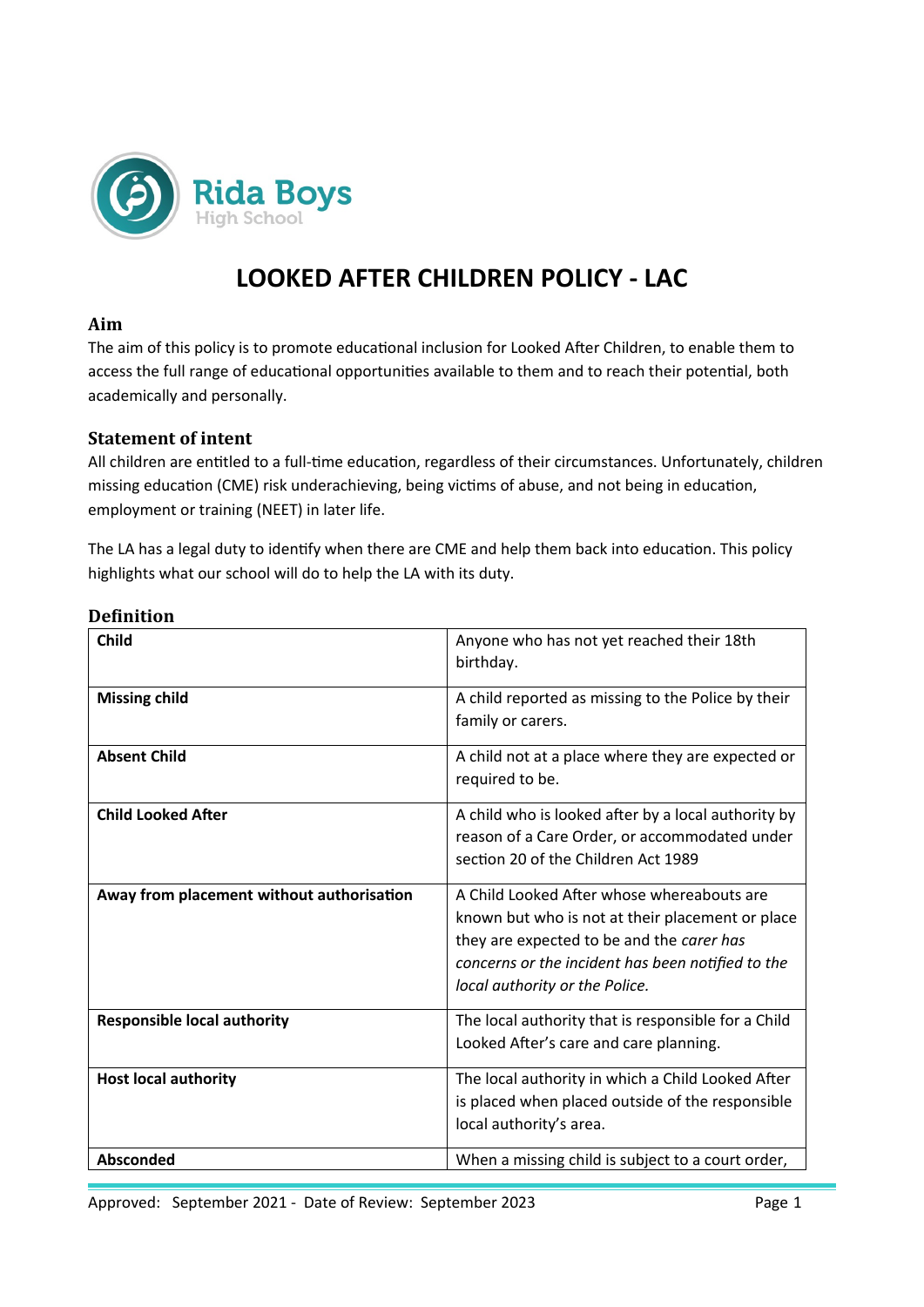Rida Boys High School

# LOOKED AFTER CHILDREN POLICY - LAC

## Aim

The aim of this policy is to promote educational inclusion for Looked After Children, to enable them to access the full range of educational opportunities available to them and to reach their potential, both academically and personally.

## Statement of intent

All children are entitled to a full-time education, regardless of their circumstances. Unfortunately, children missing education (CME) risk underachieving, being victims of abuse, and not being in education, employment or training (NEET) in later life.

The LA has a legal duty to identify when there are CME and help them back into education. This policy highlights what our school will do to help the LA with its duty.

## Definition

| | |
|---|---|
| **Child** | Anyone who has not yet reached their 18th birthday. |
| **Missing child** | A child reported as missing to the Police by their family or carers. |
| **Absent Child** | A child not at a place where they are expected or required to be. |
| **Child Looked After** | A child who is looked after by a local authority by reason of a Care Order, or accommodated under section 20 of the Children Act 1989 |
| **Away from placement without authorisation** | A Child Looked After whose whereabouts are known but who is not at their placement or place they are expected to be and the *carer has concerns or the incident has been notified to the local authority or the Police.* |
| **Responsible local authority** | The local authority that is responsible for a Child Looked After's care and care planning. |
| **Host local authority** | The local authority in which a Child Looked After is placed when placed outside of the responsible local authority's area. |
| **Absconded** | When a missing child is subject to a court order, |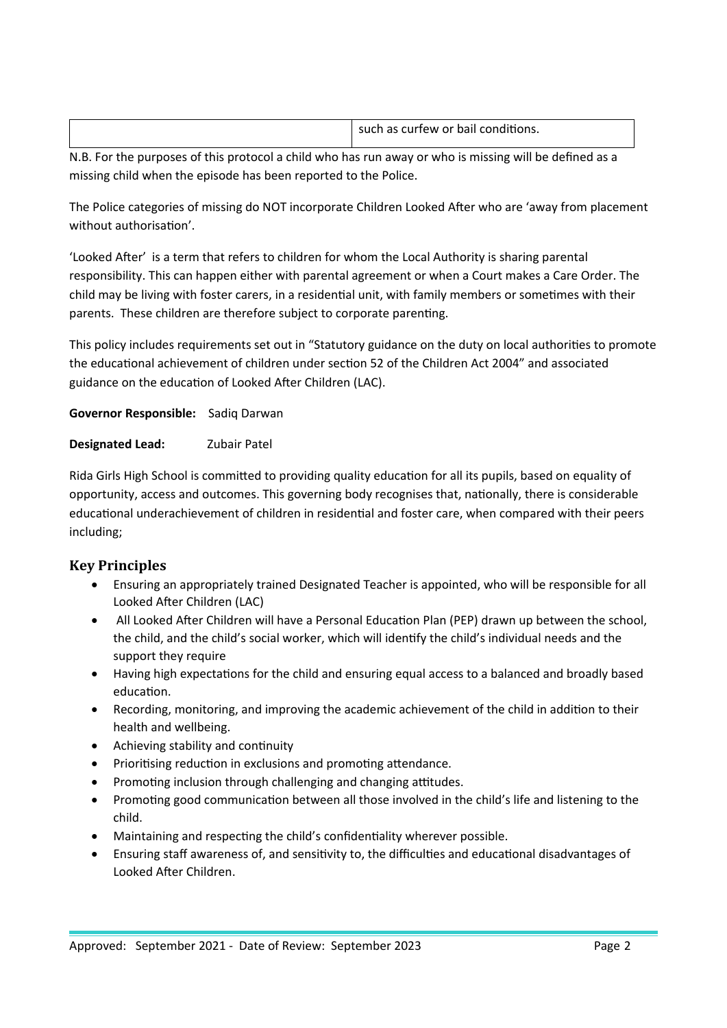| | |
|---|---|
| | such as curfew or bail conditions. |

N.B. For the purposes of this protocol a child who has run away or who is missing will be defined as a missing child when the episode has been reported to the Police.

The Police categories of missing do NOT incorporate Children Looked After who are 'away from placement without authorisation'.

'Looked After' is a term that refers to children for whom the Local Authority is sharing parental responsibility. This can happen either with parental agreement or when a Court makes a Care Order. The child may be living with foster carers, in a residential unit, with family members or sometimes with their parents. These children are therefore subject to corporate parenting.

This policy includes requirements set out in "Statutory guidance on the duty on local authorities to promote the educational achievement of children under section 52 of the Children Act 2004" and associated guidance on the education of Looked After Children (LAC).

**Governor Responsible:** Sadiq Darwan

**Designated Lead:** Zubair Patel

Rida Girls High School is committed to providing quality education for all its pupils, based on equality of opportunity, access and outcomes. This governing body recognises that, nationally, there is considerable educational underachievement of children in residential and foster care, when compared with their peers including;

## Key Principles

- Ensuring an appropriately trained Designated Teacher is appointed, who will be responsible for all Looked After Children (LAC)
- All Looked After Children will have a Personal Education Plan (PEP) drawn up between the school, the child, and the child's social worker, which will identify the child's individual needs and the support they require
- Having high expectations for the child and ensuring equal access to a balanced and broadly based education.
- Recording, monitoring, and improving the academic achievement of the child in addition to their health and wellbeing.
- Achieving stability and continuity
- Prioritising reduction in exclusions and promoting attendance.
- Promoting inclusion through challenging and changing attitudes.
- Promoting good communication between all those involved in the child's life and listening to the child.
- Maintaining and respecting the child's confidentiality wherever possible.
- Ensuring staff awareness of, and sensitivity to, the difficulties and educational disadvantages of Looked After Children.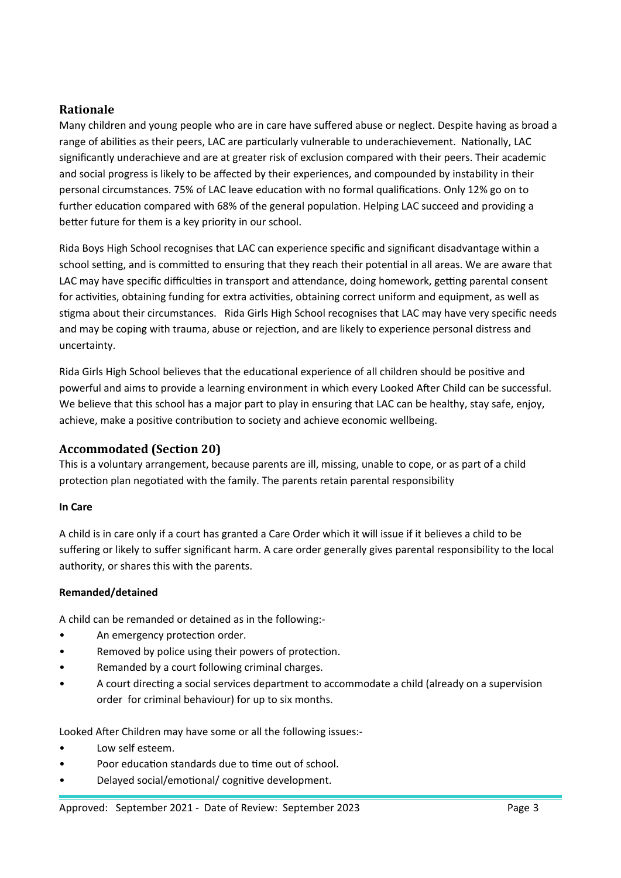## Rationale

Many children and young people who are in care have suffered abuse or neglect. Despite having as broad a range of abilities as their peers, LAC are particularly vulnerable to underachievement. Nationally, LAC significantly underachieve and are at greater risk of exclusion compared with their peers. Their academic and social progress is likely to be affected by their experiences, and compounded by instability in their personal circumstances. 75% of LAC leave education with no formal qualifications. Only 12% go on to further education compared with 68% of the general population. Helping LAC succeed and providing a better future for them is a key priority in our school.

Rida Boys High School recognises that LAC can experience specific and significant disadvantage within a school setting, and is committed to ensuring that they reach their potential in all areas. We are aware that LAC may have specific difficulties in transport and attendance, doing homework, getting parental consent for activities, obtaining funding for extra activities, obtaining correct uniform and equipment, as well as stigma about their circumstances. Rida Girls High School recognises that LAC may have very specific needs and may be coping with trauma, abuse or rejection, and are likely to experience personal distress and uncertainty.

Rida Girls High School believes that the educational experience of all children should be positive and powerful and aims to provide a learning environment in which every Looked After Child can be successful. We believe that this school has a major part to play in ensuring that LAC can be healthy, stay safe, enjoy, achieve, make a positive contribution to society and achieve economic wellbeing.

## Accommodated (Section 20)

This is a voluntary arrangement, because parents are ill, missing, unable to cope, or as part of a child protection plan negotiated with the family. The parents retain parental responsibility

**In Care**

A child is in care only if a court has granted a Care Order which it will issue if it believes a child to be suffering or likely to suffer significant harm. A care order generally gives parental responsibility to the local authority, or shares this with the parents.

**Remanded/detained**

A child can be remanded or detained as in the following:-

- An emergency protection order.
- Removed by police using their powers of protection.
- Remanded by a court following criminal charges.
- A court directing a social services department to accommodate a child (already on a supervision order for criminal behaviour) for up to six months.

Looked After Children may have some or all the following issues:-

- Low self esteem.
- Poor education standards due to time out of school.
- Delayed social/emotional/ cognitive development.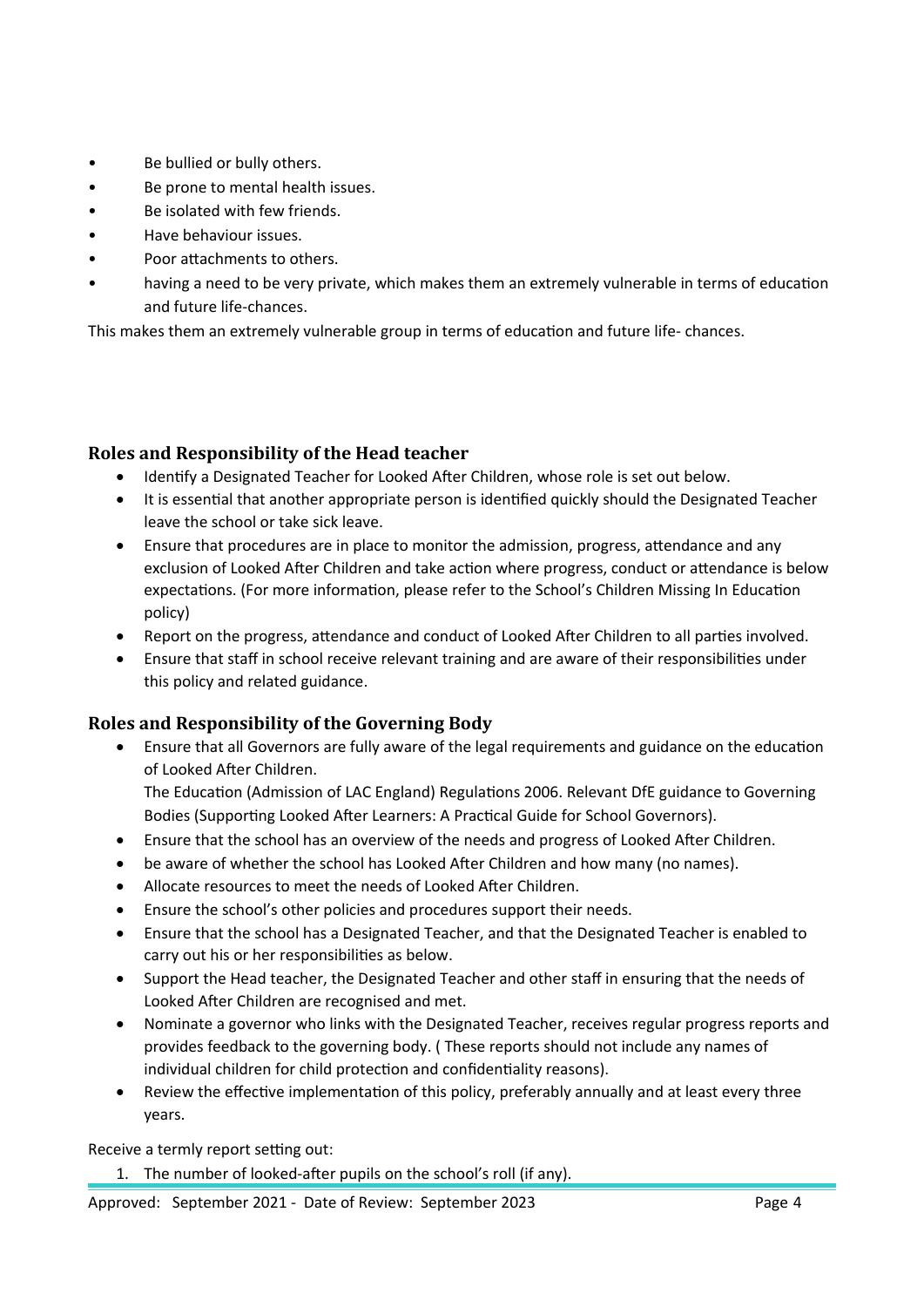- Be bullied or bully others.
- Be prone to mental health issues.
- Be isolated with few friends.
- Have behaviour issues.
- Poor attachments to others.
- having a need to be very private, which makes them an extremely vulnerable in terms of education and future life-chances.

This makes them an extremely vulnerable group in terms of education and future life- chances.

## Roles and Responsibility of the Head teacher

- Identify a Designated Teacher for Looked After Children, whose role is set out below.
- It is essential that another appropriate person is identified quickly should the Designated Teacher leave the school or take sick leave.
- Ensure that procedures are in place to monitor the admission, progress, attendance and any exclusion of Looked After Children and take action where progress, conduct or attendance is below expectations. (For more information, please refer to the School's Children Missing In Education policy)
- Report on the progress, attendance and conduct of Looked After Children to all parties involved.
- Ensure that staff in school receive relevant training and are aware of their responsibilities under this policy and related guidance.

## Roles and Responsibility of the Governing Body

- Ensure that all Governors are fully aware of the legal requirements and guidance on the education of Looked After Children.
  The Education (Admission of LAC England) Regulations 2006. Relevant DfE guidance to Governing Bodies (Supporting Looked After Learners: A Practical Guide for School Governors).
- Ensure that the school has an overview of the needs and progress of Looked After Children.
- be aware of whether the school has Looked After Children and how many (no names).
- Allocate resources to meet the needs of Looked After Children.
- Ensure the school's other policies and procedures support their needs.
- Ensure that the school has a Designated Teacher, and that the Designated Teacher is enabled to carry out his or her responsibilities as below.
- Support the Head teacher, the Designated Teacher and other staff in ensuring that the needs of Looked After Children are recognised and met.
- Nominate a governor who links with the Designated Teacher, receives regular progress reports and provides feedback to the governing body. ( These reports should not include any names of individual children for child protection and confidentiality reasons).
- Review the effective implementation of this policy, preferably annually and at least every three years.

Receive a termly report setting out:

1. The number of looked-after pupils on the school's roll (if any).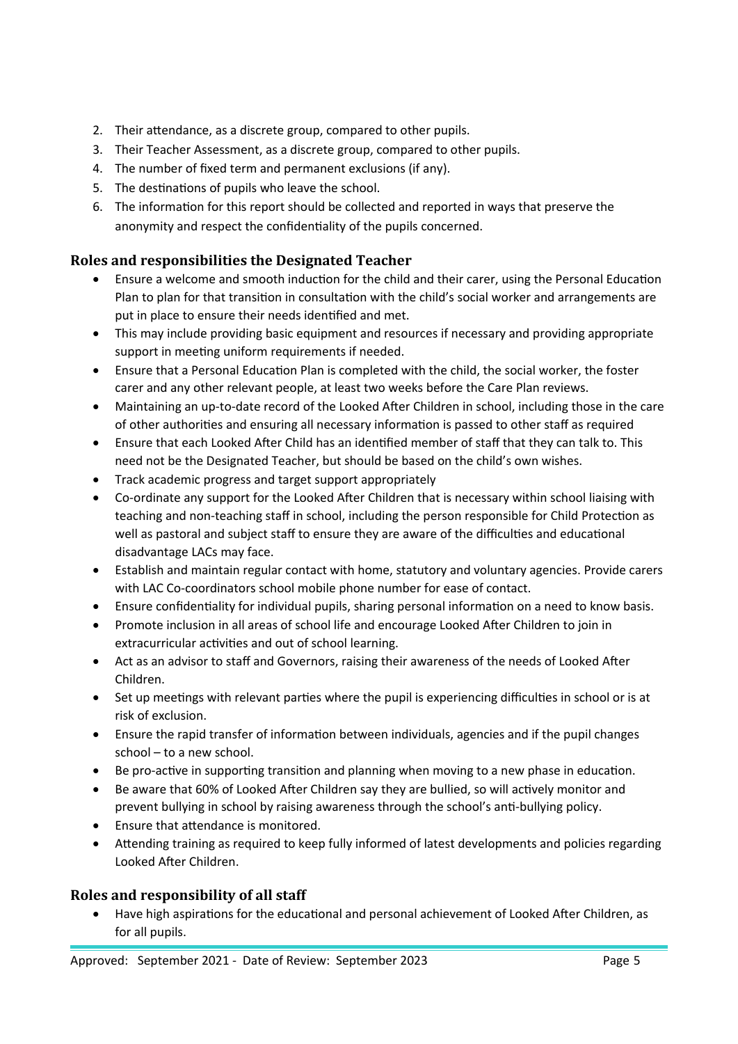2. Their attendance, as a discrete group, compared to other pupils.
3. Their Teacher Assessment, as a discrete group, compared to other pupils.
4. The number of fixed term and permanent exclusions (if any).
5. The destinations of pupils who leave the school.
6. The information for this report should be collected and reported in ways that preserve the anonymity and respect the confidentiality of the pupils concerned.

### Roles and responsibilities the Designated Teacher

- Ensure a welcome and smooth induction for the child and their carer, using the Personal Education Plan to plan for that transition in consultation with the child's social worker and arrangements are put in place to ensure their needs identified and met.
- This may include providing basic equipment and resources if necessary and providing appropriate support in meeting uniform requirements if needed.
- Ensure that a Personal Education Plan is completed with the child, the social worker, the foster carer and any other relevant people, at least two weeks before the Care Plan reviews.
- Maintaining an up-to-date record of the Looked After Children in school, including those in the care of other authorities and ensuring all necessary information is passed to other staff as required
- Ensure that each Looked After Child has an identified member of staff that they can talk to. This need not be the Designated Teacher, but should be based on the child's own wishes.
- Track academic progress and target support appropriately
- Co-ordinate any support for the Looked After Children that is necessary within school liaising with teaching and non-teaching staff in school, including the person responsible for Child Protection as well as pastoral and subject staff to ensure they are aware of the difficulties and educational disadvantage LACs may face.
- Establish and maintain regular contact with home, statutory and voluntary agencies. Provide carers with LAC Co-coordinators school mobile phone number for ease of contact.
- Ensure confidentiality for individual pupils, sharing personal information on a need to know basis.
- Promote inclusion in all areas of school life and encourage Looked After Children to join in extracurricular activities and out of school learning.
- Act as an advisor to staff and Governors, raising their awareness of the needs of Looked After Children.
- Set up meetings with relevant parties where the pupil is experiencing difficulties in school or is at risk of exclusion.
- Ensure the rapid transfer of information between individuals, agencies and if the pupil changes school – to a new school.
- Be pro-active in supporting transition and planning when moving to a new phase in education.
- Be aware that 60% of Looked After Children say they are bullied, so will actively monitor and prevent bullying in school by raising awareness through the school's anti-bullying policy.
- Ensure that attendance is monitored.
- Attending training as required to keep fully informed of latest developments and policies regarding Looked After Children.

### Roles and responsibility of all staff

- Have high aspirations for the educational and personal achievement of Looked After Children, as for all pupils.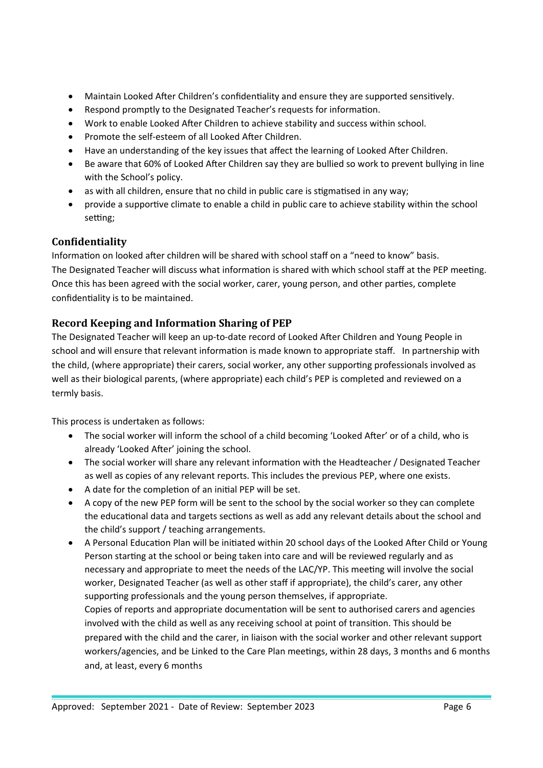- Maintain Looked After Children's confidentiality and ensure they are supported sensitively.
- Respond promptly to the Designated Teacher's requests for information.
- Work to enable Looked After Children to achieve stability and success within school.
- Promote the self-esteem of all Looked After Children.
- Have an understanding of the key issues that affect the learning of Looked After Children.
- Be aware that 60% of Looked After Children say they are bullied so work to prevent bullying in line with the School's policy.
- as with all children, ensure that no child in public care is stigmatised in any way;
- provide a supportive climate to enable a child in public care to achieve stability within the school setting;

## Confidentiality

Information on looked after children will be shared with school staff on a "need to know" basis.
The Designated Teacher will discuss what information is shared with which school staff at the PEP meeting. Once this has been agreed with the social worker, carer, young person, and other parties, complete confidentiality is to be maintained.

## Record Keeping and Information Sharing of PEP

The Designated Teacher will keep an up-to-date record of Looked After Children and Young People in school and will ensure that relevant information is made known to appropriate staff. In partnership with the child, (where appropriate) their carers, social worker, any other supporting professionals involved as well as their biological parents, (where appropriate) each child's PEP is completed and reviewed on a termly basis.

This process is undertaken as follows:

- The social worker will inform the school of a child becoming 'Looked After' or of a child, who is already 'Looked After' joining the school.
- The social worker will share any relevant information with the Headteacher / Designated Teacher as well as copies of any relevant reports. This includes the previous PEP, where one exists.
- A date for the completion of an initial PEP will be set.
- A copy of the new PEP form will be sent to the school by the social worker so they can complete the educational data and targets sections as well as add any relevant details about the school and the child's support / teaching arrangements.
- A Personal Education Plan will be initiated within 20 school days of the Looked After Child or Young Person starting at the school or being taken into care and will be reviewed regularly and as necessary and appropriate to meet the needs of the LAC/YP. This meeting will involve the social worker, Designated Teacher (as well as other staff if appropriate), the child's carer, any other supporting professionals and the young person themselves, if appropriate.
  Copies of reports and appropriate documentation will be sent to authorised carers and agencies involved with the child as well as any receiving school at point of transition. This should be prepared with the child and the carer, in liaison with the social worker and other relevant support workers/agencies, and be Linked to the Care Plan meetings, within 28 days, 3 months and 6 months and, at least, every 6 months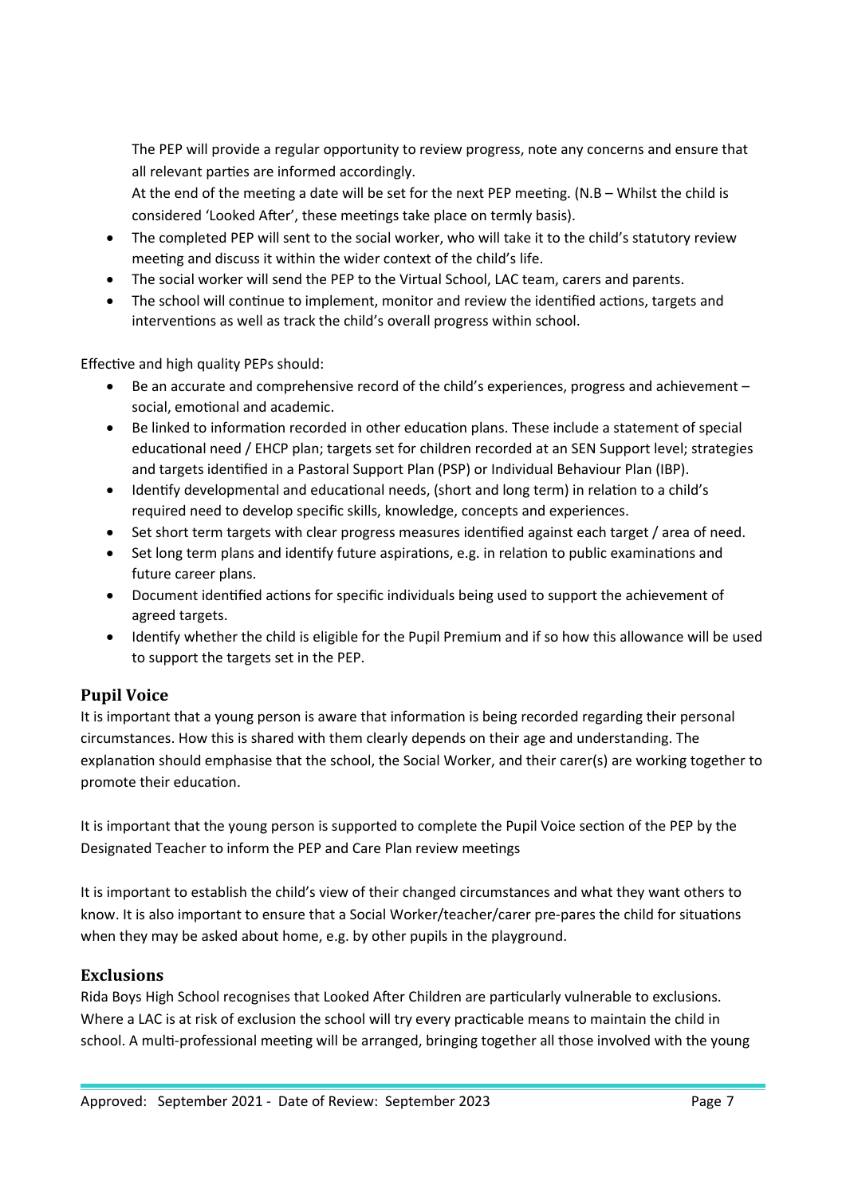The PEP will provide a regular opportunity to review progress, note any concerns and ensure that all relevant parties are informed accordingly.

At the end of the meeting a date will be set for the next PEP meeting. (N.B – Whilst the child is considered 'Looked After', these meetings take place on termly basis).

- The completed PEP will sent to the social worker, who will take it to the child's statutory review meeting and discuss it within the wider context of the child's life.
- The social worker will send the PEP to the Virtual School, LAC team, carers and parents.
- The school will continue to implement, monitor and review the identified actions, targets and interventions as well as track the child's overall progress within school.

Effective and high quality PEPs should:

- Be an accurate and comprehensive record of the child's experiences, progress and achievement – social, emotional and academic.
- Be linked to information recorded in other education plans. These include a statement of special educational need / EHCP plan; targets set for children recorded at an SEN Support level; strategies and targets identified in a Pastoral Support Plan (PSP) or Individual Behaviour Plan (IBP).
- Identify developmental and educational needs, (short and long term) in relation to a child's required need to develop specific skills, knowledge, concepts and experiences.
- Set short term targets with clear progress measures identified against each target / area of need.
- Set long term plans and identify future aspirations, e.g. in relation to public examinations and future career plans.
- Document identified actions for specific individuals being used to support the achievement of agreed targets.
- Identify whether the child is eligible for the Pupil Premium and if so how this allowance will be used to support the targets set in the PEP.

## Pupil Voice

It is important that a young person is aware that information is being recorded regarding their personal circumstances. How this is shared with them clearly depends on their age and understanding. The explanation should emphasise that the school, the Social Worker, and their carer(s) are working together to promote their education.

It is important that the young person is supported to complete the Pupil Voice section of the PEP by the Designated Teacher to inform the PEP and Care Plan review meetings

It is important to establish the child's view of their changed circumstances and what they want others to know. It is also important to ensure that a Social Worker/teacher/carer pre-pares the child for situations when they may be asked about home, e.g. by other pupils in the playground.

## Exclusions

Rida Boys High School recognises that Looked After Children are particularly vulnerable to exclusions. Where a LAC is at risk of exclusion the school will try every practicable means to maintain the child in school. A multi-professional meeting will be arranged, bringing together all those involved with the young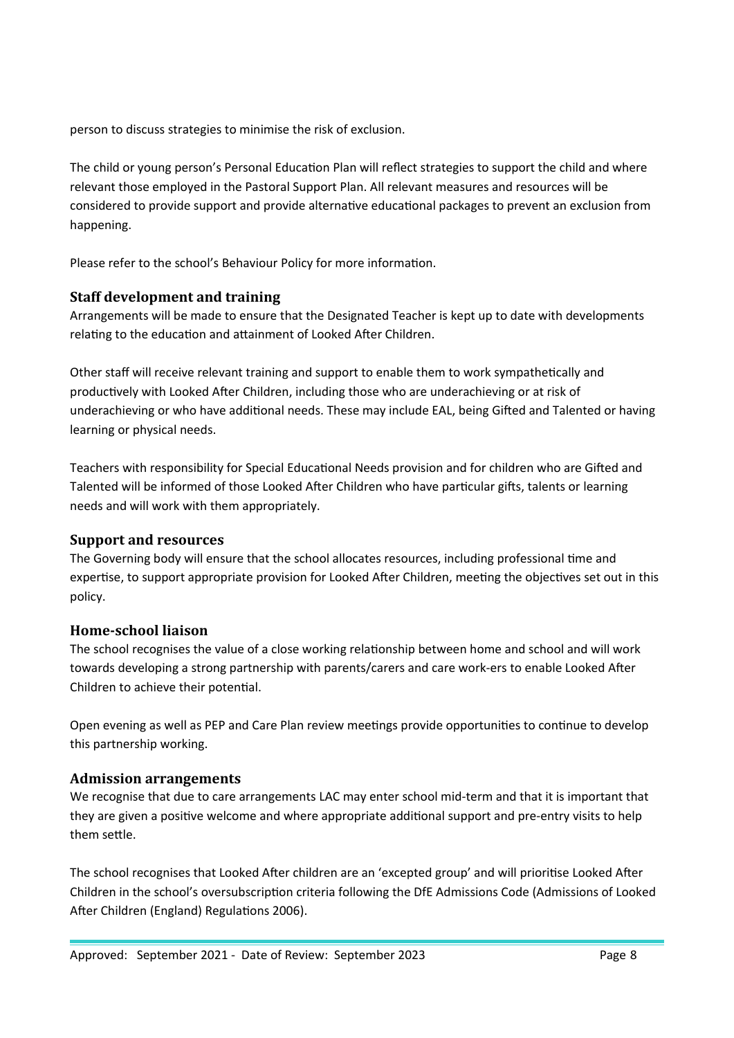person to discuss strategies to minimise the risk of exclusion.

The child or young person's Personal Education Plan will reflect strategies to support the child and where relevant those employed in the Pastoral Support Plan. All relevant measures and resources will be considered to provide support and provide alternative educational packages to prevent an exclusion from happening.

Please refer to the school's Behaviour Policy for more information.

### Staff development and training

Arrangements will be made to ensure that the Designated Teacher is kept up to date with developments relating to the education and attainment of Looked After Children.

Other staff will receive relevant training and support to enable them to work sympathetically and productively with Looked After Children, including those who are underachieving or at risk of underachieving or who have additional needs. These may include EAL, being Gifted and Talented or having learning or physical needs.

Teachers with responsibility for Special Educational Needs provision and for children who are Gifted and Talented will be informed of those Looked After Children who have particular gifts, talents or learning needs and will work with them appropriately.

### Support and resources

The Governing body will ensure that the school allocates resources, including professional time and expertise, to support appropriate provision for Looked After Children, meeting the objectives set out in this policy.

### Home-school liaison

The school recognises the value of a close working relationship between home and school and will work towards developing a strong partnership with parents/carers and care work-ers to enable Looked After Children to achieve their potential.

Open evening as well as PEP and Care Plan review meetings provide opportunities to continue to develop this partnership working.

### Admission arrangements

We recognise that due to care arrangements LAC may enter school mid-term and that it is important that they are given a positive welcome and where appropriate additional support and pre-entry visits to help them settle.

The school recognises that Looked After children are an 'excepted group' and will prioritise Looked After Children in the school's oversubscription criteria following the DfE Admissions Code (Admissions of Looked After Children (England) Regulations 2006).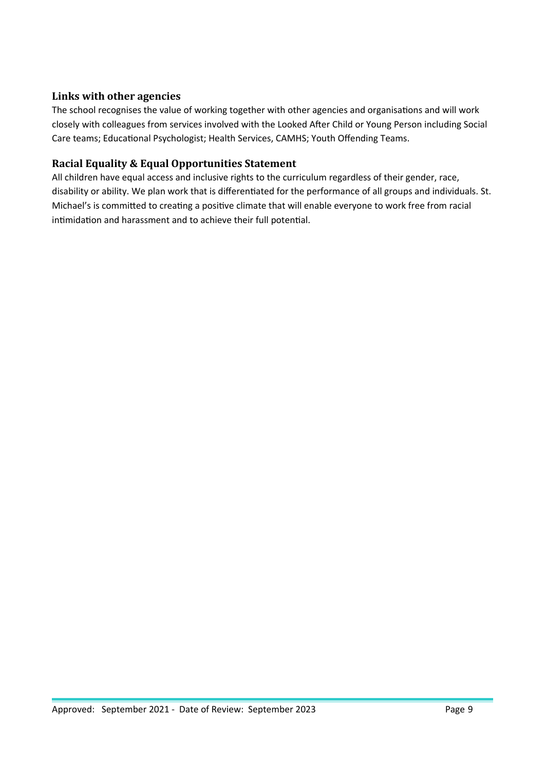## Links with other agencies

The school recognises the value of working together with other agencies and organisations and will work closely with colleagues from services involved with the Looked After Child or Young Person including Social Care teams; Educational Psychologist; Health Services, CAMHS; Youth Offending Teams.

## Racial Equality & Equal Opportunities Statement

All children have equal access and inclusive rights to the curriculum regardless of their gender, race, disability or ability. We plan work that is differentiated for the performance of all groups and individuals. St. Michael's is committed to creating a positive climate that will enable everyone to work free from racial intimidation and harassment and to achieve their full potential.